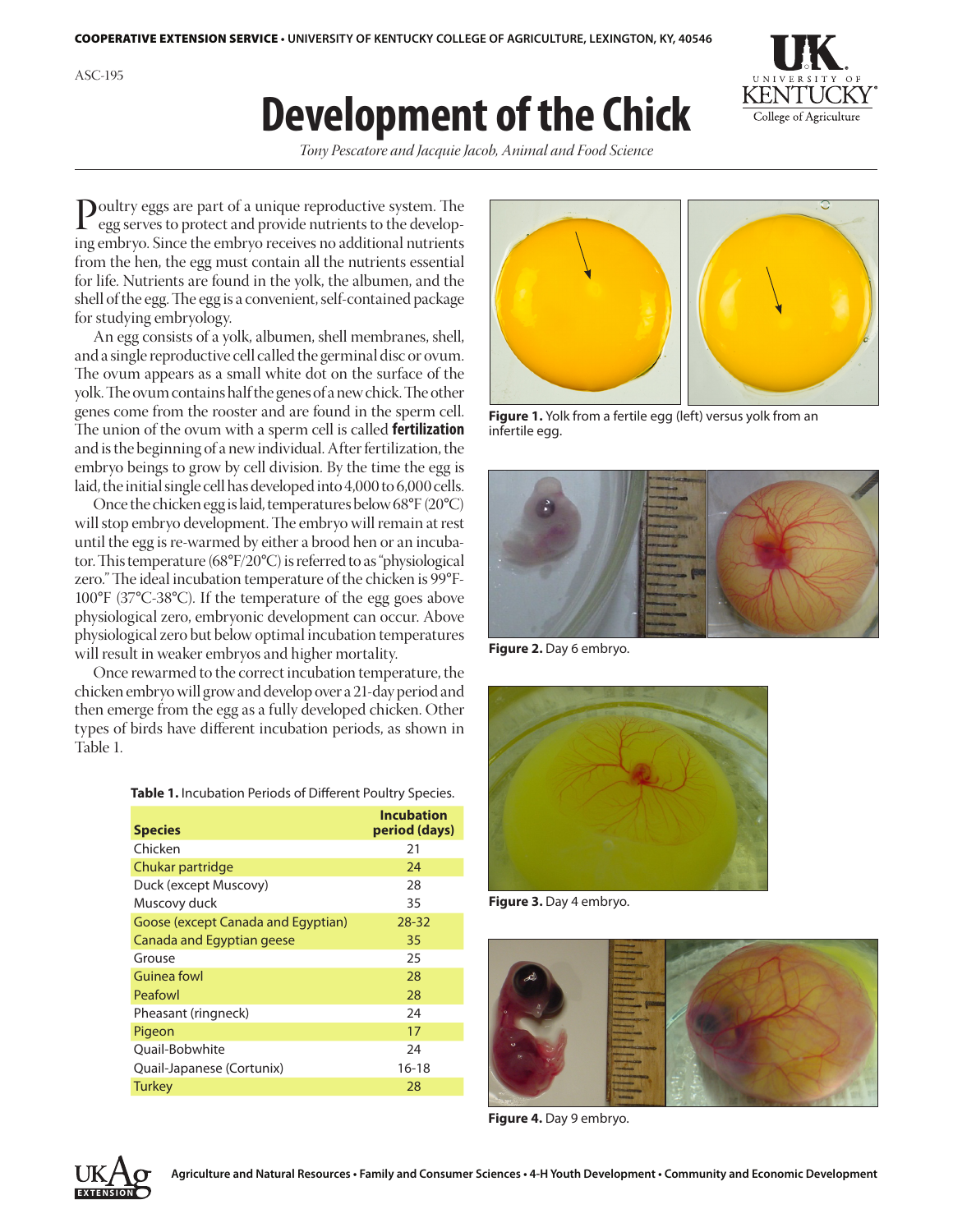ASC-195

# Development of the Chick

*Tony Pescatore and Jacquie Jacob, Animal and Food Science*

Poultry eggs are part of a unique reproductive system. The egg serves to protect and provide nutrients to the developing embryo. Since the embryo receives no additional nutrients from the hen, the egg must contain all the nutrients essential for life. Nutrients are found in the yolk, the albumen, and the shell of the egg. The egg is a convenient, self-contained package for studying embryology.

An egg consists of a yolk, albumen, shell membranes, shell, and a single reproductive cell called the germinal disc or ovum. The ovum appears as a small white dot on the surface of the yolk. The ovum contains half the genes of a new chick. The other genes come from the rooster and are found in the sperm cell. The union of the ovum with a sperm cell is called **fertilization** and is the beginning of a new individual. After fertilization, the embryo beings to grow by cell division. By the time the egg is laid, the initial single cell has developed into 4,000 to 6,000 cells.

Once the chicken egg is laid, temperatures below 68°F (20°C) will stop embryo development. The embryo will remain at rest until the egg is re-warmed by either a brood hen or an incubator. This temperature (68°F/20°C) is referred to as "physiological zero." The ideal incubation temperature of the chicken is 99°F-100°F (37°C-38°C). If the temperature of the egg goes above physiological zero, embryonic development can occur. Above physiological zero but below optimal incubation temperatures will result in weaker embryos and higher mortality.

Once rewarmed to the correct incubation temperature, the chicken embryo will grow and develop over a 21-day period and then emerge from the egg as a fully developed chicken. Other types of birds have different incubation periods, as shown in Table 1.

**Table 1.** Incubation Periods of Different Poultry Species.

| Species | Incubation period (days) |
|---|---|
| Chicken | 21 |
| Chukar partridge | 24 |
| Duck (except Muscovy) | 28 |
| Muscovy duck | 35 |
| Goose (except Canada and Egyptian) | 28-32 |
| Canada and Egyptian geese | 35 |
| Grouse | 25 |
| Guinea fowl | 28 |
| Peafowl | 28 |
| Pheasant (ringneck) | 24 |
| Pigeon | 17 |
| Quail-Bobwhite | 24 |
| Quail-Japanese (Cortunix) | 16-18 |
| Turkey | 28 |

**Figure 1.** Yolk from a fertile egg (left) versus yolk from an infertile egg.

**Figure 2.** Day 6 embryo.

**Figure 3.** Day 4 embryo.

**Figure 4.** Day 9 embryo.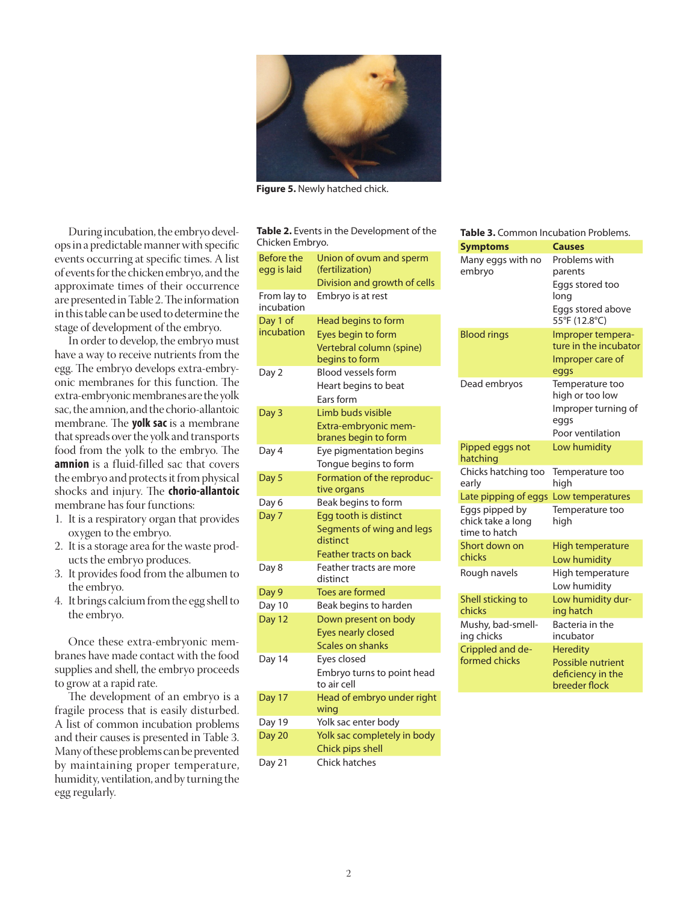Figure 5. Newly hatched chick.

During incubation, the embryo develops in a predictable manner with specific events occurring at specific times. A list of events for the chicken embryo, and the approximate times of their occurrence are presented in Table 2. The information in this table can be used to determine the stage of development of the embryo.

In order to develop, the embryo must have a way to receive nutrients from the egg. The embryo develops extra-embryonic membranes for this function. The extra-embryonic membranes are the yolk sac, the amnion, and the chorio-allantoic membrane. The **yolk sac** is a membrane that spreads over the yolk and transports food from the yolk to the embryo. The **amnion** is a fluid-filled sac that covers the embryo and protects it from physical shocks and injury. The **chorio-allantoic** membrane has four functions:

1. It is a respiratory organ that provides oxygen to the embryo.
2. It is a storage area for the waste products the embryo produces.
3. It provides food from the albumen to the embryo.
4. It brings calcium from the egg shell to the embryo.

Once these extra-embryonic membranes have made contact with the food supplies and shell, the embryo proceeds to grow at a rapid rate.

The development of an embryo is a fragile process that is easily disturbed. A list of common incubation problems and their causes is presented in Table 3. Many of these problems can be prevented by maintaining proper temperature, humidity, ventilation, and by turning the egg regularly.

**Table 2.** Events in the Development of the Chicken Embryo.

| Time | Event |
|---|---|
| Before the egg is laid | Union of ovum and sperm (fertilization)<br>Division and growth of cells |
| From lay to incubation | Embryo is at rest |
| Day 1 of incubation | Head begins to form<br>Eyes begin to form<br>Vertebral column (spine) begins to form |
| Day 2 | Blood vessels form<br>Heart begins to beat<br>Ears form |
| Day 3 | Limb buds visible<br>Extra-embryonic membranes begin to form |
| Day 4 | Eye pigmentation begins<br>Tongue begins to form |
| Day 5 | Formation of the reproductive organs |
| Day 6 | Beak begins to form |
| Day 7 | Egg tooth is distinct<br>Segments of wing and legs distinct<br>Feather tracts on back |
| Day 8 | Feather tracts are more distinct |
| Day 9 | Toes are formed |
| Day 10 | Beak begins to harden |
| Day 12 | Down present on body<br>Eyes nearly closed<br>Scales on shanks |
| Day 14 | Eyes closed<br>Embryo turns to point head to air cell |
| Day 17 | Head of embryo under right wing |
| Day 19 | Yolk sac enter body |
| Day 20 | Yolk sac completely in body<br>Chick pips shell |
| Day 21 | Chick hatches |

**Table 3.** Common Incubation Problems.

| Symptoms | Causes |
|---|---|
| Many eggs with no embryo | Problems with parents<br>Eggs stored too long<br>Eggs stored above 55°F (12.8°C) |
| Blood rings | Improper temperature in the incubator<br>Improper care of eggs |
| Dead embryos | Temperature too high or too low<br>Improper turning of eggs<br>Poor ventilation |
| Pipped eggs not hatching | Low humidity |
| Chicks hatching too early | Temperature too high |
| Late pipping of eggs | Low temperatures |
| Eggs pipped by chick take a long time to hatch | Temperature too high |
| Short down on chicks | High temperature<br>Low humidity |
| Rough navels | High temperature<br>Low humidity |
| Shell sticking to chicks | Low humidity during hatch |
| Mushy, bad-smelling chicks | Bacteria in the incubator |
| Crippled and deformed chicks | Heredity<br>Possible nutrient deficiency in the breeder flock |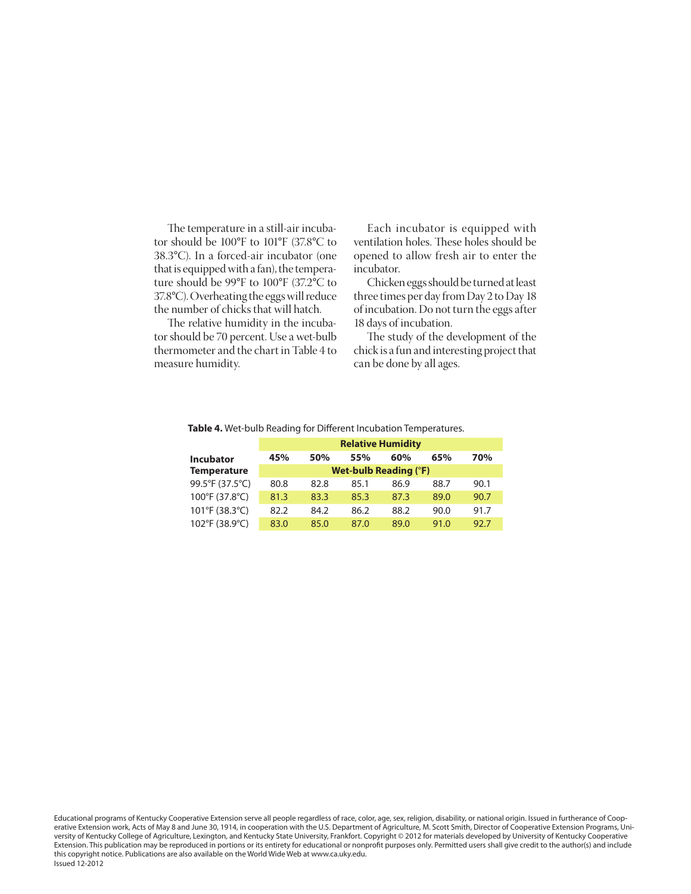The temperature in a still-air incubator should be 100°F to 101°F (37.8°C to 38.3°C). In a forced-air incubator (one that is equipped with a fan), the temperature should be 99°F to 100°F (37.2°C to 37.8°C). Overheating the eggs will reduce the number of chicks that will hatch.

The relative humidity in the incubator should be 70 percent. Use a wet-bulb thermometer and the chart in Table 4 to measure humidity.

Each incubator is equipped with ventilation holes. These holes should be opened to allow fresh air to enter the incubator.

Chicken eggs should be turned at least three times per day from Day 2 to Day 18 of incubation. Do not turn the eggs after 18 days of incubation.

The study of the development of the chick is a fun and interesting project that can be done by all ages.

**Table 4.** Wet-bulb Reading for Different Incubation Temperatures.

| | **Relative Humidity** | | | | | |
|---|---|---|---|---|---|---|
| **Incubator** | **45%** | **50%** | **55%** | **60%** | **65%** | **70%** |
| **Temperature** | **Wet-bulb Reading (°F)** | | | | | |
| 99.5°F (37.5°C) | 80.8 | 82.8 | 85.1 | 86.9 | 88.7 | 90.1 |
| 100°F (37.8°C) | 81.3 | 83.3 | 85.3 | 87.3 | 89.0 | 90.7 |
| 101°F (38.3°C) | 82.2 | 84.2 | 86.2 | 88.2 | 90.0 | 91.7 |
| 102°F (38.9°C) | 83.0 | 85.0 | 87.0 | 89.0 | 91.0 | 92.7 |

Educational programs of Kentucky Cooperative Extension serve all people regardless of race, color, age, sex, religion, disability, or national origin. Issued in furtherance of Cooperative Extension work, Acts of May 8 and June 30, 1914, in cooperation with the U.S. Department of Agriculture, M. Scott Smith, Director of Cooperative Extension Programs, University of Kentucky College of Agriculture, Lexington, and Kentucky State University, Frankfort. Copyright © 2012 for materials developed by University of Kentucky Cooperative Extension. This publication may be reproduced in portions or its entirety for educational or nonprofit purposes only. Permitted users shall give credit to the author(s) and include this copyright notice. Publications are also available on the World Wide Web at www.ca.uky.edu.
Issued 12-2012